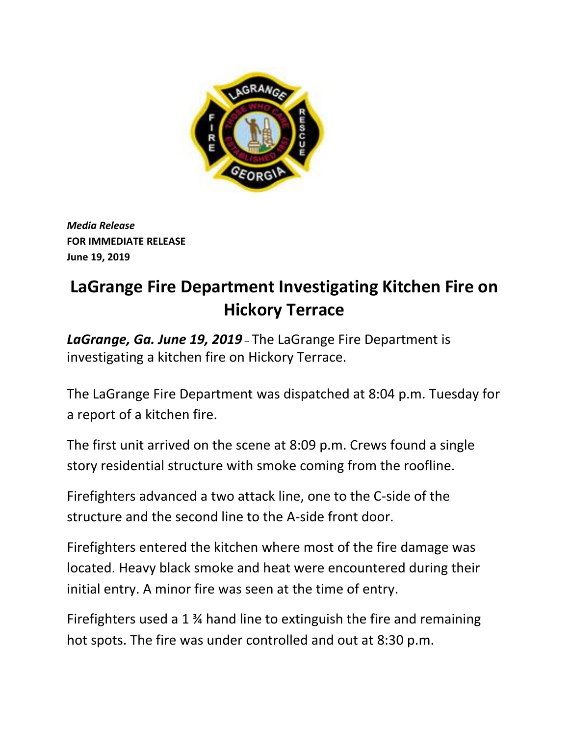*Media Release*
**FOR IMMEDIATE RELEASE**
**June 19, 2019**

# LaGrange Fire Department Investigating Kitchen Fire on Hickory Terrace

***LaGrange, Ga. June 19, 2019*** – The LaGrange Fire Department is investigating a kitchen fire on Hickory Terrace.

The LaGrange Fire Department was dispatched at 8:04 p.m. Tuesday for a report of a kitchen fire.

The first unit arrived on the scene at 8:09 p.m. Crews found a single story residential structure with smoke coming from the roofline.

Firefighters advanced a two attack line, one to the C-side of the structure and the second line to the A-side front door.

Firefighters entered the kitchen where most of the fire damage was located. Heavy black smoke and heat were encountered during their initial entry. A minor fire was seen at the time of entry.

Firefighters used a 1 ¾ hand line to extinguish the fire and remaining hot spots. The fire was under controlled and out at 8:30 p.m.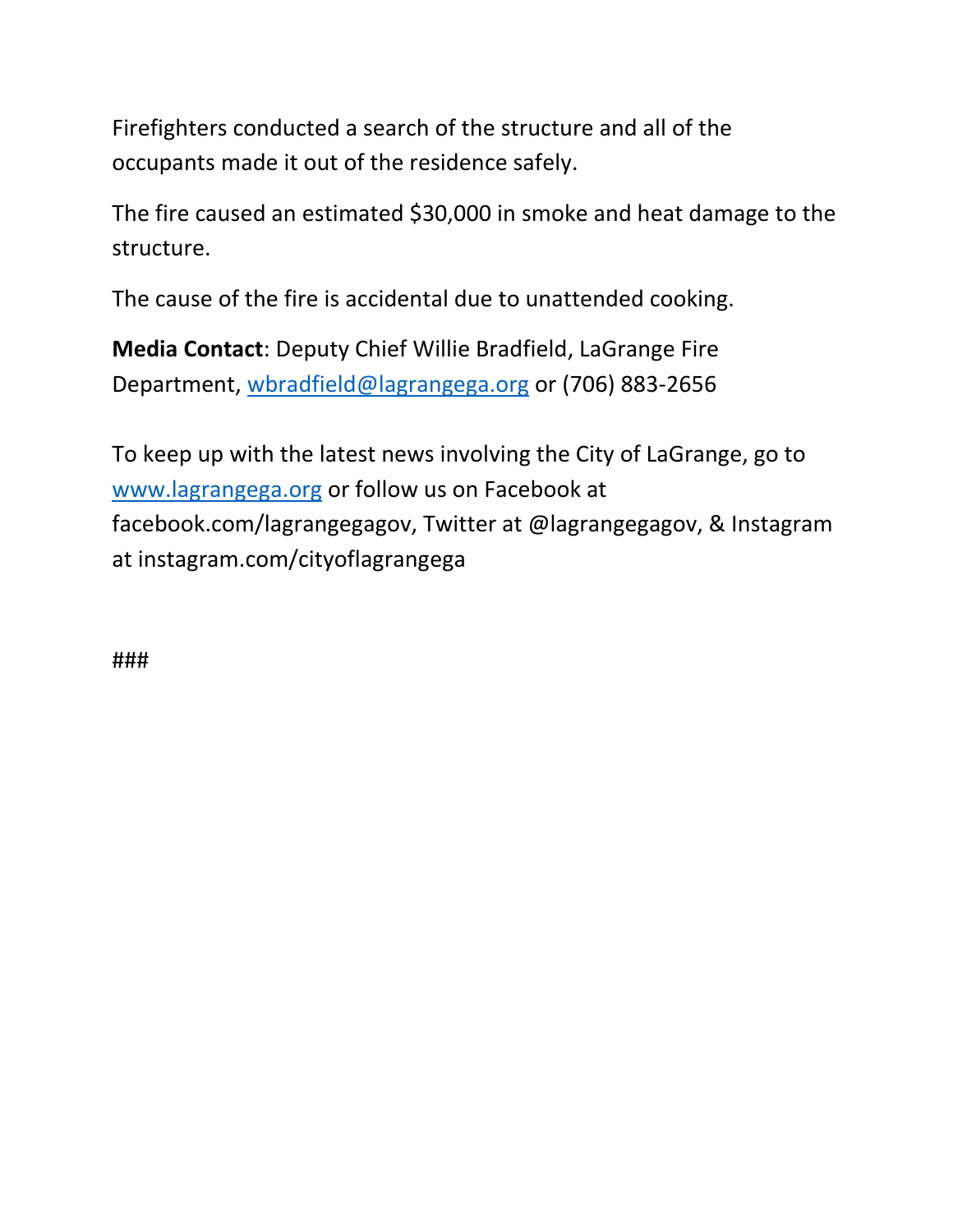Firefighters conducted a search of the structure and all of the occupants made it out of the residence safely.

The fire caused an estimated $30,000 in smoke and heat damage to the structure.

The cause of the fire is accidental due to unattended cooking.

**Media Contact**: Deputy Chief Willie Bradfield, LaGrange Fire Department, wbradfield@lagrangega.org or (706) 883-2656

To keep up with the latest news involving the City of LaGrange, go to www.lagrangega.org or follow us on Facebook at facebook.com/lagrangegagov, Twitter at @lagrangegagov, & Instagram at instagram.com/cityoflagrangega

###